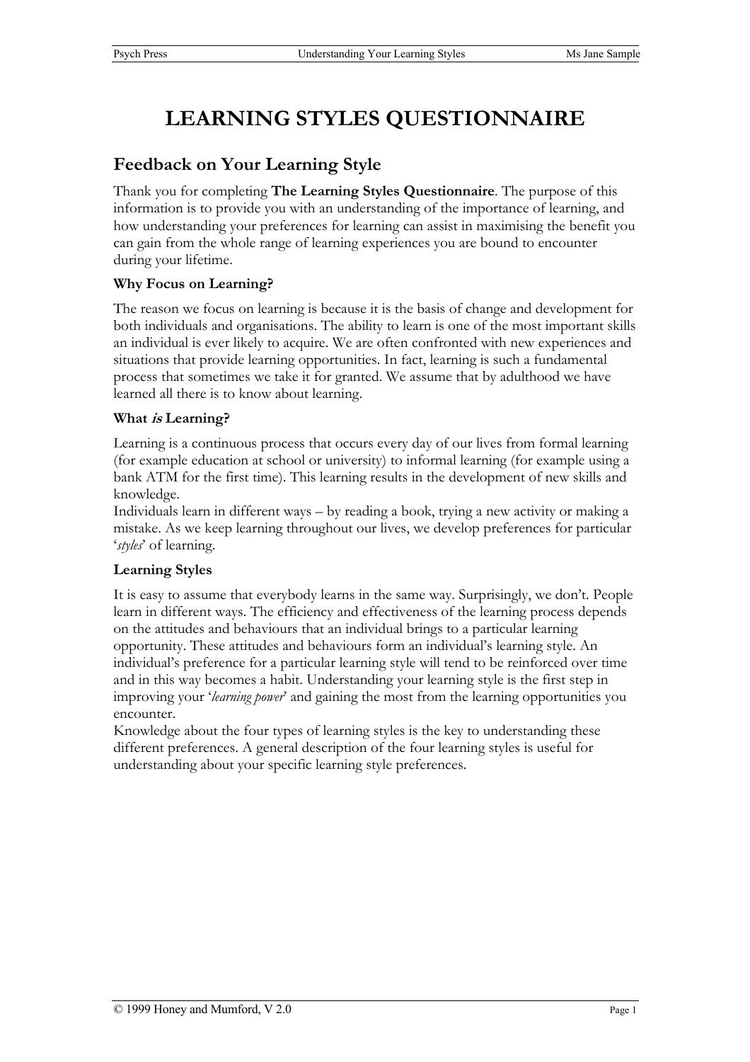# LEARNING STYLES QUESTIONNAIRE

## Feedback on Your Learning Style

Thank you for completing **The Learning Styles Questionnaire**. The purpose of this information is to provide you with an understanding of the importance of learning, and how understanding your preferences for learning can assist in maximising the benefit you can gain from the whole range of learning experiences you are bound to encounter during your lifetime.

### Why Focus on Learning?

The reason we focus on learning is because it is the basis of change and development for both individuals and organisations. The ability to learn is one of the most important skills an individual is ever likely to acquire. We are often confronted with new experiences and situations that provide learning opportunities. In fact, learning is such a fundamental process that sometimes we take it for granted. We assume that by adulthood we have learned all there is to know about learning.

### What *is* Learning?

Learning is a continuous process that occurs every day of our lives from formal learning (for example education at school or university) to informal learning (for example using a bank ATM for the first time). This learning results in the development of new skills and knowledge.

Individuals learn in different ways – by reading a book, trying a new activity or making a mistake. As we keep learning throughout our lives, we develop preferences for particular '*styles*' of learning.

### Learning Styles

It is easy to assume that everybody learns in the same way. Surprisingly, we don't. People learn in different ways. The efficiency and effectiveness of the learning process depends on the attitudes and behaviours that an individual brings to a particular learning opportunity. These attitudes and behaviours form an individual's learning style. An individual's preference for a particular learning style will tend to be reinforced over time and in this way becomes a habit. Understanding your learning style is the first step in improving your '*learning power*' and gaining the most from the learning opportunities you encounter.

Knowledge about the four types of learning styles is the key to understanding these different preferences. A general description of the four learning styles is useful for understanding about your specific learning style preferences.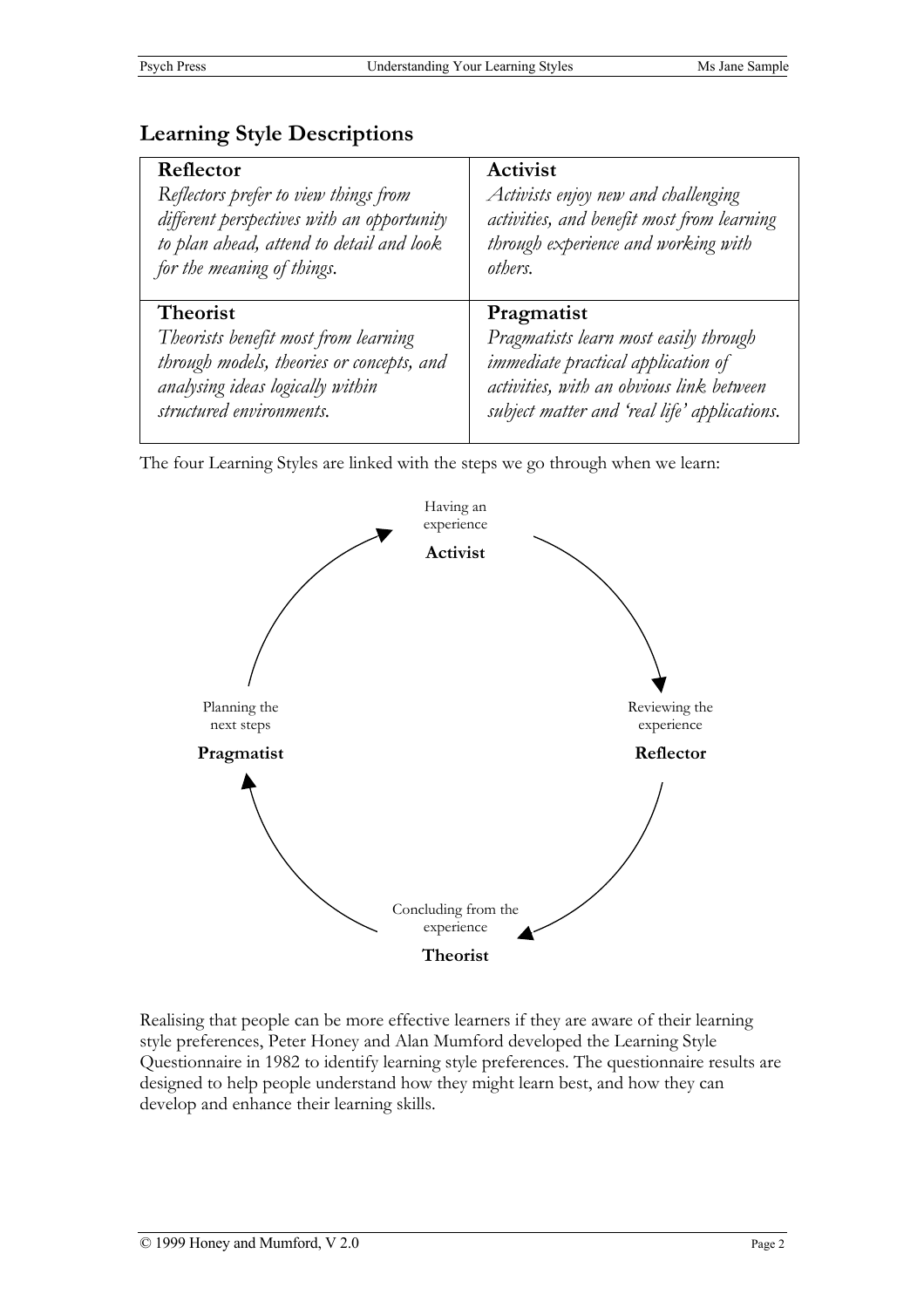## Learning Style Descriptions

| **Reflector**<br>*Reflectors prefer to view things from different perspectives with an opportunity to plan ahead, attend to detail and look for the meaning of things.* | **Activist**<br>*Activists enjoy new and challenging activities, and benefit most from learning through experience and working with others.* |
|---|---|
| **Theorist**<br>*Theorists benefit most from learning through models, theories or concepts, and analysing ideas logically within structured environments.* | **Pragmatist**<br>*Pragmatists learn most easily through immediate practical application of activities, with an obvious link between subject matter and 'real life' applications.* |

The four Learning Styles are linked with the steps we go through when we learn:

Having an experience
**Activist**

Reviewing the experience
**Reflector**

Concluding from the experience
**Theorist**

Planning the next steps
**Pragmatist**

Realising that people can be more effective learners if they are aware of their learning style preferences, Peter Honey and Alan Mumford developed the Learning Style Questionnaire in 1982 to identify learning style preferences. The questionnaire results are designed to help people understand how they might learn best, and how they can develop and enhance their learning skills.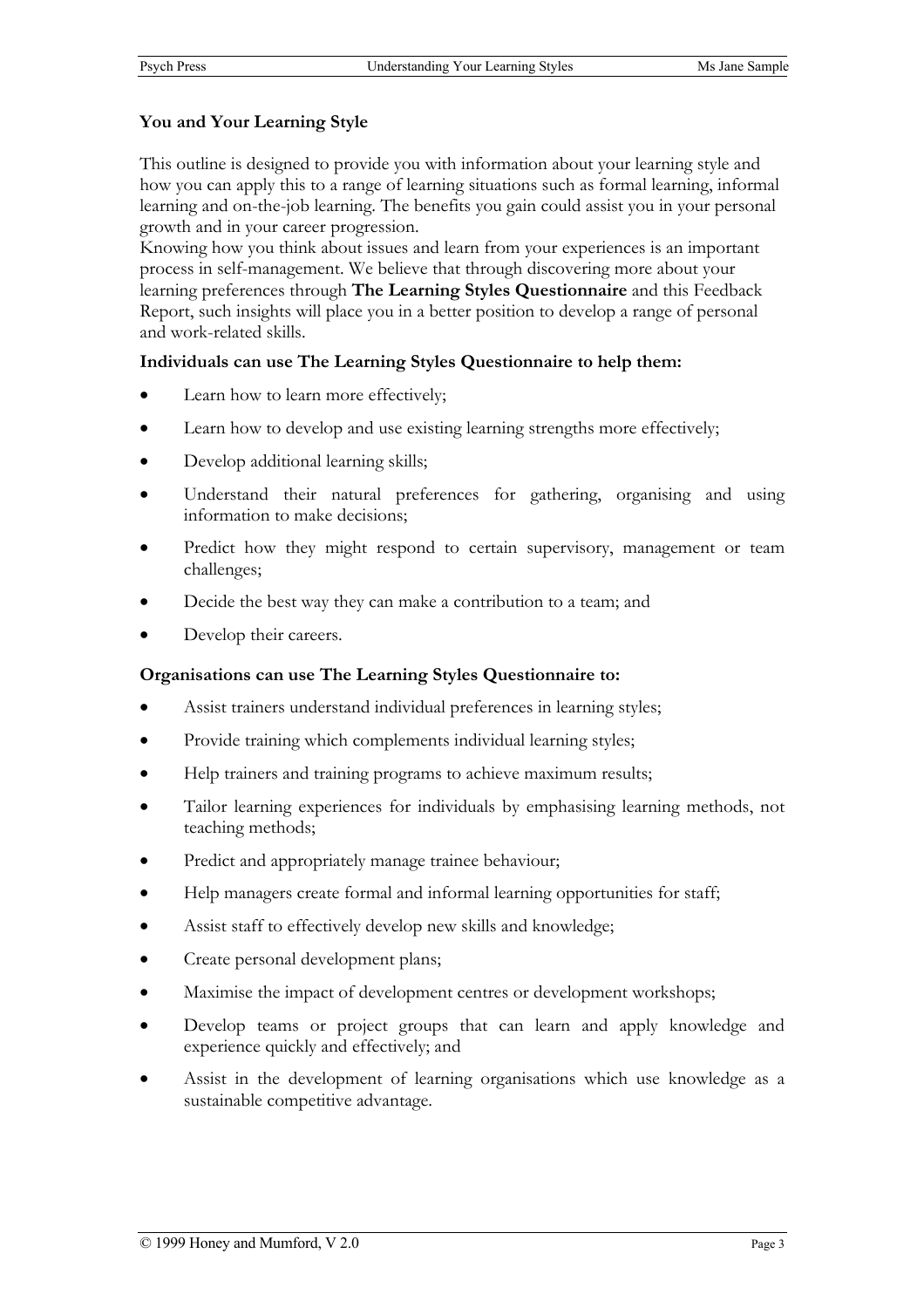## You and Your Learning Style

This outline is designed to provide you with information about your learning style and how you can apply this to a range of learning situations such as formal learning, informal learning and on-the-job learning. The benefits you gain could assist you in your personal growth and in your career progression.
Knowing how you think about issues and learn from your experiences is an important process in self-management. We believe that through discovering more about your learning preferences through **The Learning Styles Questionnaire** and this Feedback Report, such insights will place you in a better position to develop a range of personal and work-related skills.

**Individuals can use The Learning Styles Questionnaire to help them:**

- Learn how to learn more effectively;
- Learn how to develop and use existing learning strengths more effectively;
- Develop additional learning skills;
- Understand their natural preferences for gathering, organising and using information to make decisions;
- Predict how they might respond to certain supervisory, management or team challenges;
- Decide the best way they can make a contribution to a team; and
- Develop their careers.

**Organisations can use The Learning Styles Questionnaire to:**

- Assist trainers understand individual preferences in learning styles;
- Provide training which complements individual learning styles;
- Help trainers and training programs to achieve maximum results;
- Tailor learning experiences for individuals by emphasising learning methods, not teaching methods;
- Predict and appropriately manage trainee behaviour;
- Help managers create formal and informal learning opportunities for staff;
- Assist staff to effectively develop new skills and knowledge;
- Create personal development plans;
- Maximise the impact of development centres or development workshops;
- Develop teams or project groups that can learn and apply knowledge and experience quickly and effectively; and
- Assist in the development of learning organisations which use knowledge as a sustainable competitive advantage.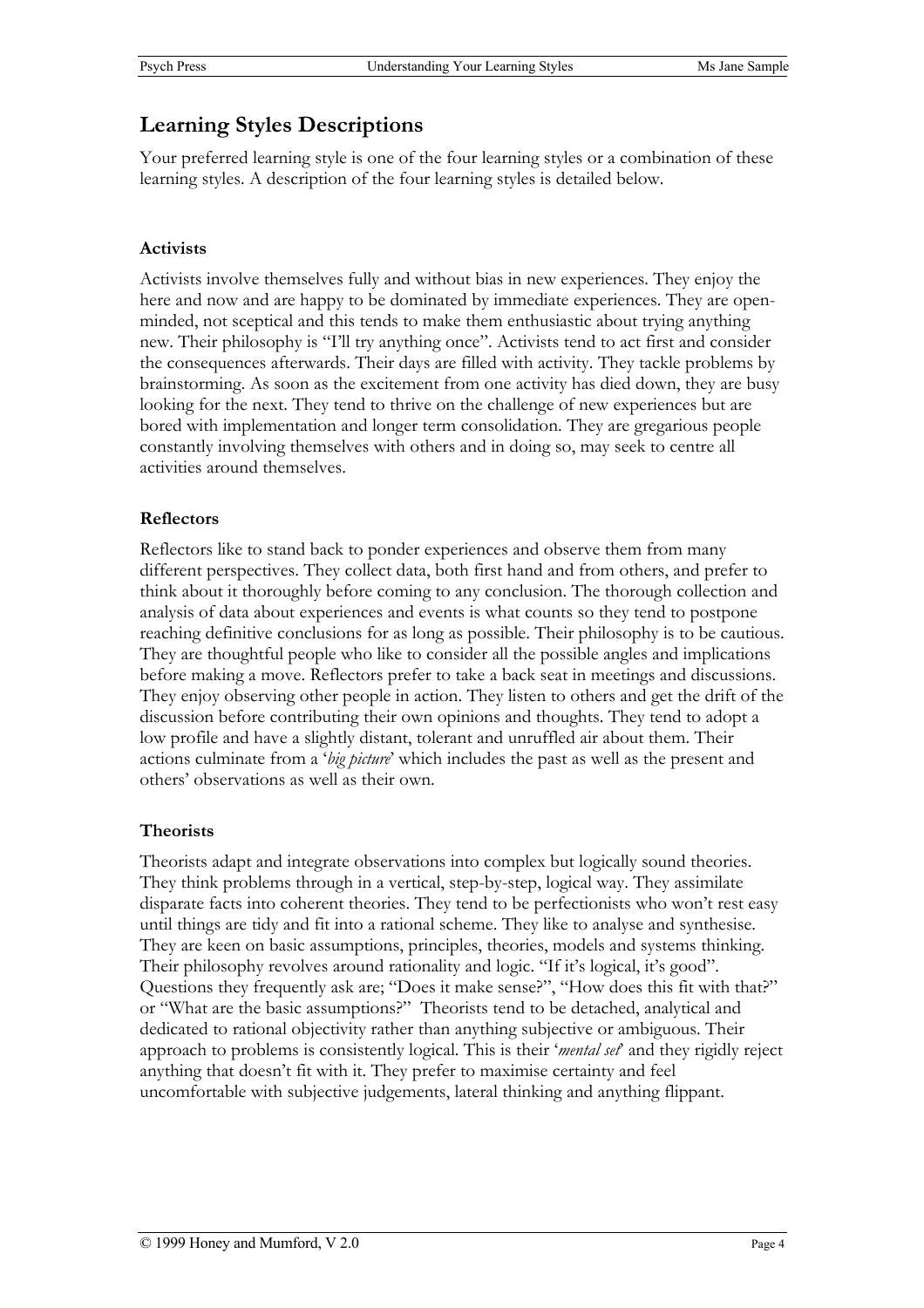## Learning Styles Descriptions

Your preferred learning style is one of the four learning styles or a combination of these learning styles. A description of the four learning styles is detailed below.

### Activists

Activists involve themselves fully and without bias in new experiences. They enjoy the here and now and are happy to be dominated by immediate experiences. They are open-minded, not sceptical and this tends to make them enthusiastic about trying anything new. Their philosophy is "I'll try anything once". Activists tend to act first and consider the consequences afterwards. Their days are filled with activity. They tackle problems by brainstorming. As soon as the excitement from one activity has died down, they are busy looking for the next. They tend to thrive on the challenge of new experiences but are bored with implementation and longer term consolidation. They are gregarious people constantly involving themselves with others and in doing so, may seek to centre all activities around themselves.

### Reflectors

Reflectors like to stand back to ponder experiences and observe them from many different perspectives. They collect data, both first hand and from others, and prefer to think about it thoroughly before coming to any conclusion. The thorough collection and analysis of data about experiences and events is what counts so they tend to postpone reaching definitive conclusions for as long as possible. Their philosophy is to be cautious. They are thoughtful people who like to consider all the possible angles and implications before making a move. Reflectors prefer to take a back seat in meetings and discussions. They enjoy observing other people in action. They listen to others and get the drift of the discussion before contributing their own opinions and thoughts. They tend to adopt a low profile and have a slightly distant, tolerant and unruffled air about them. Their actions culminate from a '*big picture*' which includes the past as well as the present and others' observations as well as their own.

### Theorists

Theorists adapt and integrate observations into complex but logically sound theories. They think problems through in a vertical, step-by-step, logical way. They assimilate disparate facts into coherent theories. They tend to be perfectionists who won't rest easy until things are tidy and fit into a rational scheme. They like to analyse and synthesise. They are keen on basic assumptions, principles, theories, models and systems thinking. Their philosophy revolves around rationality and logic. "If it's logical, it's good". Questions they frequently ask are; "Does it make sense?", "How does this fit with that?" or "What are the basic assumptions?" Theorists tend to be detached, analytical and dedicated to rational objectivity rather than anything subjective or ambiguous. Their approach to problems is consistently logical. This is their '*mental set*' and they rigidly reject anything that doesn't fit with it. They prefer to maximise certainty and feel uncomfortable with subjective judgements, lateral thinking and anything flippant.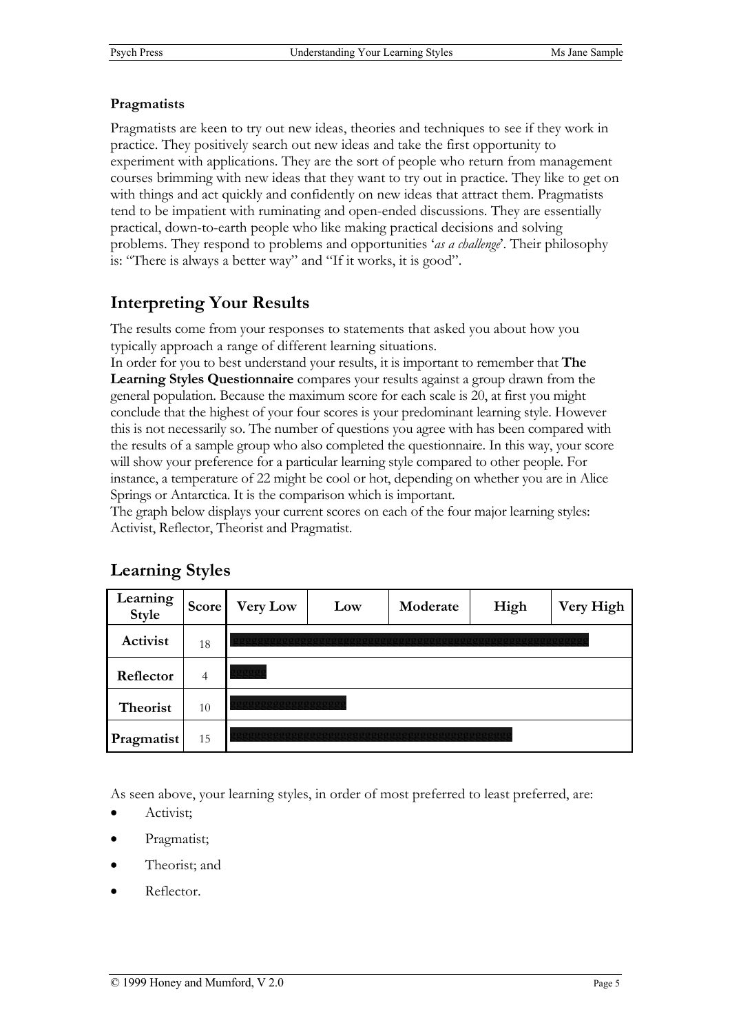**Pragmatists**

Pragmatists are keen to try out new ideas, theories and techniques to see if they work in practice. They positively search out new ideas and take the first opportunity to experiment with applications. They are the sort of people who return from management courses brimming with new ideas that they want to try out in practice. They like to get on with things and act quickly and confidently on new ideas that attract them. Pragmatists tend to be impatient with ruminating and open-ended discussions. They are essentially practical, down-to-earth people who like making practical decisions and solving problems. They respond to problems and opportunities '*as a challenge*'. Their philosophy is: "There is always a better way" and "If it works, it is good".

## Interpreting Your Results

The results come from your responses to statements that asked you about how you typically approach a range of different learning situations.

In order for you to best understand your results, it is important to remember that **The Learning Styles Questionnaire** compares your results against a group drawn from the general population. Because the maximum score for each scale is 20, at first you might conclude that the highest of your four scores is your predominant learning style. However this is not necessarily so. The number of questions you agree with has been compared with the results of a sample group who also completed the questionnaire. In this way, your score will show your preference for a particular learning style compared to other people. For instance, a temperature of 22 might be cool or hot, depending on whether you are in Alice Springs or Antarctica. It is the comparison which is important.

The graph below displays your current scores on each of the four major learning styles: Activist, Reflector, Theorist and Pragmatist.

## Learning Styles

| Learning Style | Score | Very Low | Low | Moderate | High | Very High |
|---|---|---|---|---|---|---|
| **Activist** | 18 | ████████████████████████████████████████████ | | | | |
| **Reflector** | 4 | ████ | | | | |
| **Theorist** | 10 | ██████████████ | | | | |
| **Pragmatist** | 15 | ███████████████████████████████████ | | | | |

As seen above, your learning styles, in order of most preferred to least preferred, are:

- Activist;
- Pragmatist;
- Theorist; and
- Reflector.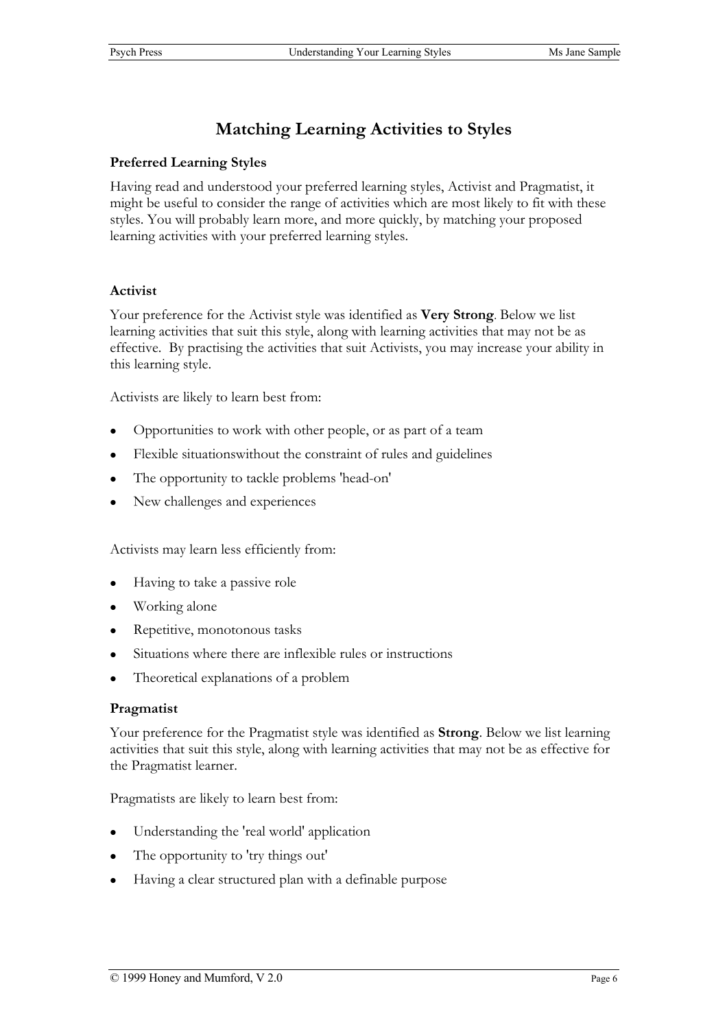# Matching Learning Activities to Styles

### Preferred Learning Styles

Having read and understood your preferred learning styles, Activist and Pragmatist, it might be useful to consider the range of activities which are most likely to fit with these styles. You will probably learn more, and more quickly, by matching your proposed learning activities with your preferred learning styles.

### Activist

Your preference for the Activist style was identified as **Very Strong**. Below we list learning activities that suit this style, along with learning activities that may not be as effective. By practising the activities that suit Activists, you may increase your ability in this learning style.

Activists are likely to learn best from:

- Opportunities to work with other people, or as part of a team
- Flexible situationswithout the constraint of rules and guidelines
- The opportunity to tackle problems 'head-on'
- New challenges and experiences

Activists may learn less efficiently from:

- Having to take a passive role
- Working alone
- Repetitive, monotonous tasks
- Situations where there are inflexible rules or instructions
- Theoretical explanations of a problem

### Pragmatist

Your preference for the Pragmatist style was identified as **Strong**. Below we list learning activities that suit this style, along with learning activities that may not be as effective for the Pragmatist learner.

Pragmatists are likely to learn best from:

- Understanding the 'real world' application
- The opportunity to 'try things out'
- Having a clear structured plan with a definable purpose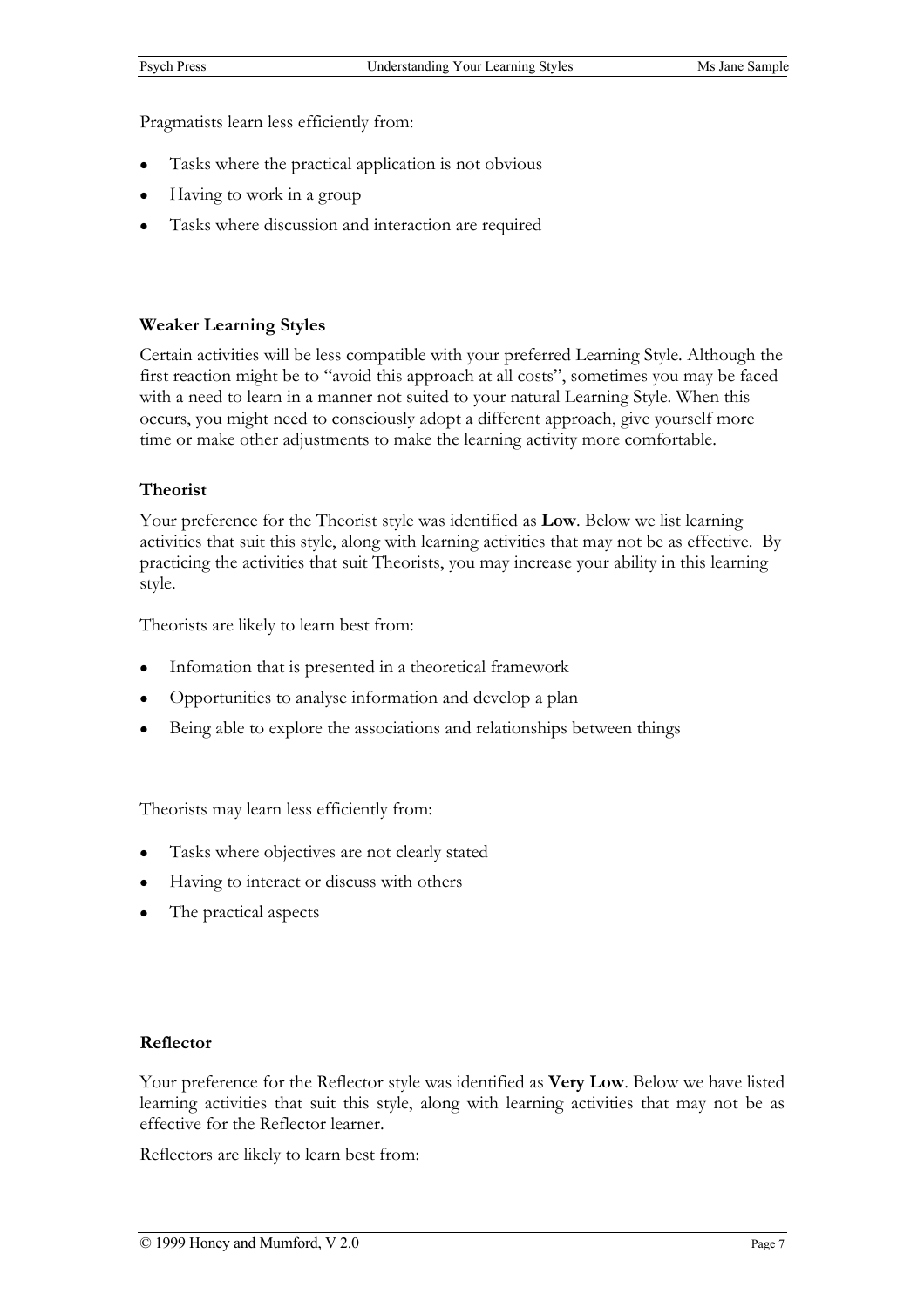Pragmatists learn less efficiently from:

- Tasks where the practical application is not obvious
- Having to work in a group
- Tasks where discussion and interaction are required

### Weaker Learning Styles

Certain activities will be less compatible with your preferred Learning Style. Although the first reaction might be to "avoid this approach at all costs", sometimes you may be faced with a need to learn in a manner not suited to your natural Learning Style. When this occurs, you might need to consciously adopt a different approach, give yourself more time or make other adjustments to make the learning activity more comfortable.

### Theorist

Your preference for the Theorist style was identified as **Low**. Below we list learning activities that suit this style, along with learning activities that may not be as effective. By practicing the activities that suit Theorists, you may increase your ability in this learning style.

Theorists are likely to learn best from:

- Infomation that is presented in a theoretical framework
- Opportunities to analyse information and develop a plan
- Being able to explore the associations and relationships between things

Theorists may learn less efficiently from:

- Tasks where objectives are not clearly stated
- Having to interact or discuss with others
- The practical aspects

### Reflector

Your preference for the Reflector style was identified as **Very Low**. Below we have listed learning activities that suit this style, along with learning activities that may not be as effective for the Reflector learner.

Reflectors are likely to learn best from: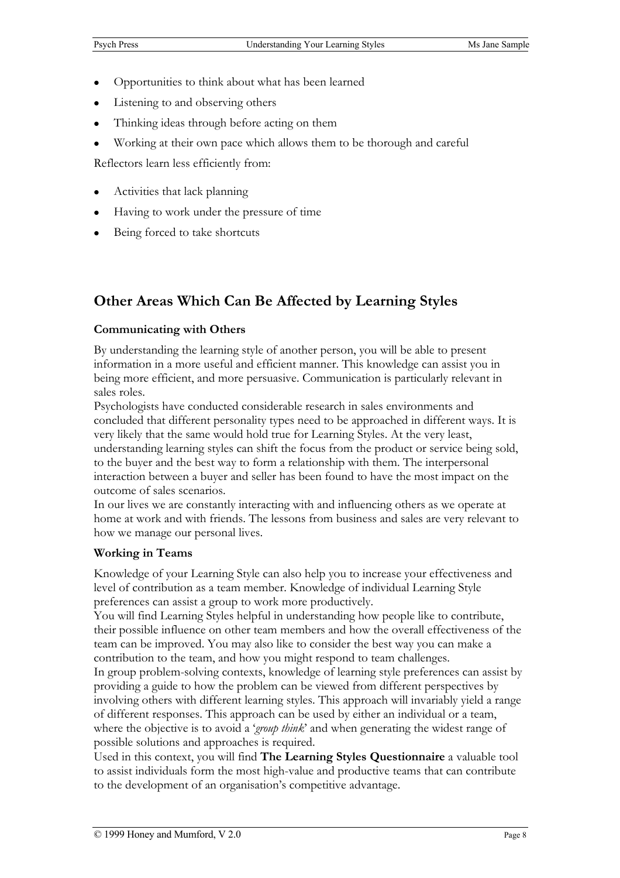- Opportunities to think about what has been learned
- Listening to and observing others
- Thinking ideas through before acting on them
- Working at their own pace which allows them to be thorough and careful

Reflectors learn less efficiently from:

- Activities that lack planning
- Having to work under the pressure of time
- Being forced to take shortcuts

## Other Areas Which Can Be Affected by Learning Styles

### Communicating with Others

By understanding the learning style of another person, you will be able to present information in a more useful and efficient manner. This knowledge can assist you in being more efficient, and more persuasive. Communication is particularly relevant in sales roles.

Psychologists have conducted considerable research in sales environments and concluded that different personality types need to be approached in different ways. It is very likely that the same would hold true for Learning Styles. At the very least, understanding learning styles can shift the focus from the product or service being sold, to the buyer and the best way to form a relationship with them. The interpersonal interaction between a buyer and seller has been found to have the most impact on the outcome of sales scenarios.

In our lives we are constantly interacting with and influencing others as we operate at home at work and with friends. The lessons from business and sales are very relevant to how we manage our personal lives.

### Working in Teams

Knowledge of your Learning Style can also help you to increase your effectiveness and level of contribution as a team member. Knowledge of individual Learning Style preferences can assist a group to work more productively.

You will find Learning Styles helpful in understanding how people like to contribute, their possible influence on other team members and how the overall effectiveness of the team can be improved. You may also like to consider the best way you can make a contribution to the team, and how you might respond to team challenges.

In group problem-solving contexts, knowledge of learning style preferences can assist by providing a guide to how the problem can be viewed from different perspectives by involving others with different learning styles. This approach will invariably yield a range of different responses. This approach can be used by either an individual or a team, where the objective is to avoid a '*group think*' and when generating the widest range of possible solutions and approaches is required.

Used in this context, you will find **The Learning Styles Questionnaire** a valuable tool to assist individuals form the most high-value and productive teams that can contribute to the development of an organisation's competitive advantage.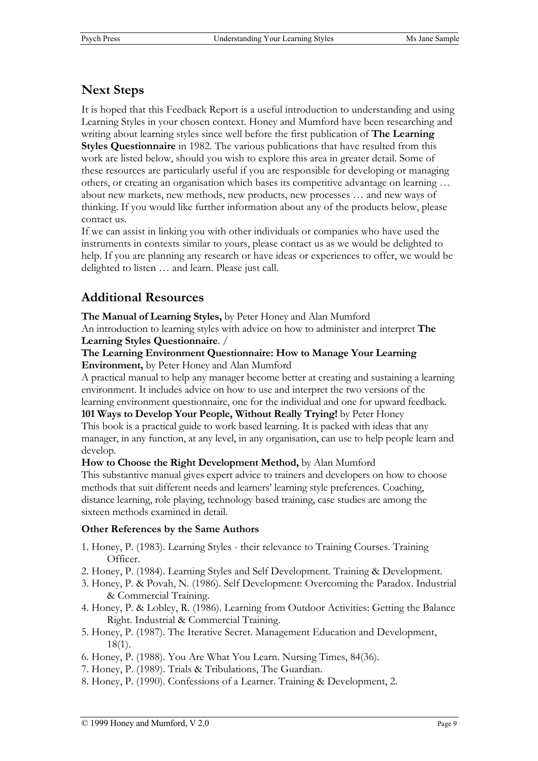## Next Steps

It is hoped that this Feedback Report is a useful introduction to understanding and using Learning Styles in your chosen context. Honey and Mumford have been researching and writing about learning styles since well before the first publication of **The Learning Styles Questionnaire** in 1982. The various publications that have resulted from this work are listed below, should you wish to explore this area in greater detail. Some of these resources are particularly useful if you are responsible for developing or managing others, or creating an organisation which bases its competitive advantage on learning … about new markets, new methods, new products, new processes … and new ways of thinking. If you would like further information about any of the products below, please contact us.

If we can assist in linking you with other individuals or companies who have used the instruments in contexts similar to yours, please contact us as we would be delighted to help. If you are planning any research or have ideas or experiences to offer, we would be delighted to listen … and learn. Please just call.

## Additional Resources

**The Manual of Learning Styles,** by Peter Honey and Alan Mumford
An introduction to learning styles with advice on how to administer and interpret **The Learning Styles Questionnaire**. /

**The Learning Environment Questionnaire: How to Manage Your Learning Environment,** by Peter Honey and Alan Mumford
A practical manual to help any manager become better at creating and sustaining a learning environment. It includes advice on how to use and interpret the two versions of the learning environment questionnaire, one for the individual and one for upward feedback.

**101 Ways to Develop Your People, Without Really Trying!** by Peter Honey
This book is a practical guide to work based learning. It is packed with ideas that any manager, in any function, at any level, in any organisation, can use to help people learn and develop.

**How to Choose the Right Development Method,** by Alan Mumford
This substantive manual gives expert advice to trainers and developers on how to choose methods that suit different needs and learners' learning style preferences. Coaching, distance learning, role playing, technology based training, case studies are among the sixteen methods examined in detail.

**Other References by the Same Authors**

1. Honey, P. (1983). Learning Styles - their relevance to Training Courses. Training Officer.
2. Honey, P. (1984). Learning Styles and Self Development. Training & Development.
3. Honey, P. & Povah, N. (1986). Self Development: Overcoming the Paradox. Industrial & Commercial Training.
4. Honey, P. & Lobley, R. (1986). Learning from Outdoor Activities: Getting the Balance Right. Industrial & Commercial Training.
5. Honey, P. (1987). The Iterative Secret. Management Education and Development, 18(1).
6. Honey, P. (1988). You Are What You Learn. Nursing Times, 84(36).
7. Honey, P. (1989). Trials & Tribulations, The Guardian.
8. Honey, P. (1990). Confessions of a Learner. Training & Development, 2.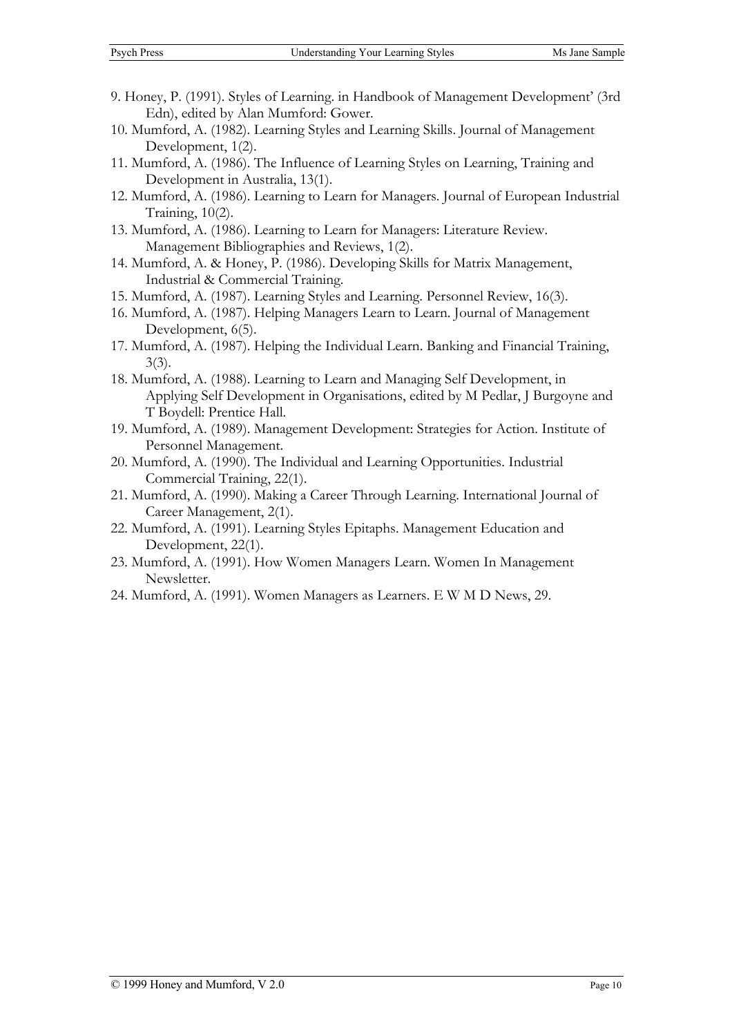9. Honey, P. (1991). Styles of Learning. in Handbook of Management Development' (3rd Edn), edited by Alan Mumford: Gower.
10. Mumford, A. (1982). Learning Styles and Learning Skills. Journal of Management Development, 1(2).
11. Mumford, A. (1986). The Influence of Learning Styles on Learning, Training and Development in Australia, 13(1).
12. Mumford, A. (1986). Learning to Learn for Managers. Journal of European Industrial Training, 10(2).
13. Mumford, A. (1986). Learning to Learn for Managers: Literature Review. Management Bibliographies and Reviews, 1(2).
14. Mumford, A. & Honey, P. (1986). Developing Skills for Matrix Management, Industrial & Commercial Training.
15. Mumford, A. (1987). Learning Styles and Learning. Personnel Review, 16(3).
16. Mumford, A. (1987). Helping Managers Learn to Learn. Journal of Management Development, 6(5).
17. Mumford, A. (1987). Helping the Individual Learn. Banking and Financial Training, 3(3).
18. Mumford, A. (1988). Learning to Learn and Managing Self Development, in Applying Self Development in Organisations, edited by M Pedlar, J Burgoyne and T Boydell: Prentice Hall.
19. Mumford, A. (1989). Management Development: Strategies for Action. Institute of Personnel Management.
20. Mumford, A. (1990). The Individual and Learning Opportunities. Industrial Commercial Training, 22(1).
21. Mumford, A. (1990). Making a Career Through Learning. International Journal of Career Management, 2(1).
22. Mumford, A. (1991). Learning Styles Epitaphs. Management Education and Development, 22(1).
23. Mumford, A. (1991). How Women Managers Learn. Women In Management Newsletter.
24. Mumford, A. (1991). Women Managers as Learners. E W M D News, 29.